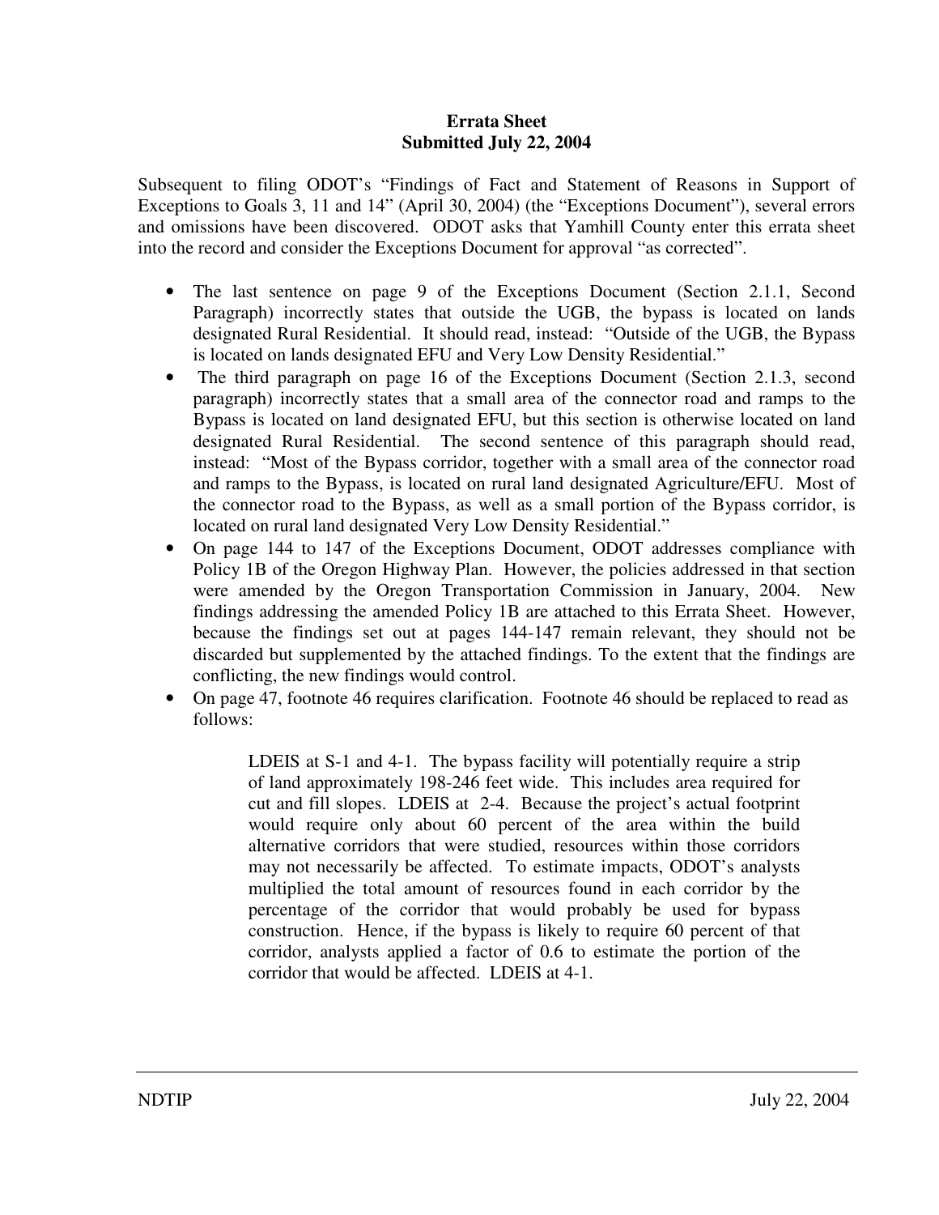**Errata Sheet**
**Submitted July 22, 2004**

Subsequent to filing ODOT's "Findings of Fact and Statement of Reasons in Support of Exceptions to Goals 3, 11 and 14" (April 30, 2004) (the "Exceptions Document"), several errors and omissions have been discovered. ODOT asks that Yamhill County enter this errata sheet into the record and consider the Exceptions Document for approval "as corrected".

- The last sentence on page 9 of the Exceptions Document (Section 2.1.1, Second Paragraph) incorrectly states that outside the UGB, the bypass is located on lands designated Rural Residential. It should read, instead: "Outside of the UGB, the Bypass is located on lands designated EFU and Very Low Density Residential."
- The third paragraph on page 16 of the Exceptions Document (Section 2.1.3, second paragraph) incorrectly states that a small area of the connector road and ramps to the Bypass is located on land designated EFU, but this section is otherwise located on land designated Rural Residential. The second sentence of this paragraph should read, instead: "Most of the Bypass corridor, together with a small area of the connector road and ramps to the Bypass, is located on rural land designated Agriculture/EFU. Most of the connector road to the Bypass, as well as a small portion of the Bypass corridor, is located on rural land designated Very Low Density Residential."
- On page 144 to 147 of the Exceptions Document, ODOT addresses compliance with Policy 1B of the Oregon Highway Plan. However, the policies addressed in that section were amended by the Oregon Transportation Commission in January, 2004. New findings addressing the amended Policy 1B are attached to this Errata Sheet. However, because the findings set out at pages 144-147 remain relevant, they should not be discarded but supplemented by the attached findings. To the extent that the findings are conflicting, the new findings would control.
- On page 47, footnote 46 requires clarification. Footnote 46 should be replaced to read as follows:

> LDEIS at S-1 and 4-1. The bypass facility will potentially require a strip of land approximately 198-246 feet wide. This includes area required for cut and fill slopes. LDEIS at 2-4. Because the project's actual footprint would require only about 60 percent of the area within the build alternative corridors that were studied, resources within those corridors may not necessarily be affected. To estimate impacts, ODOT's analysts multiplied the total amount of resources found in each corridor by the percentage of the corridor that would probably be used for bypass construction. Hence, if the bypass is likely to require 60 percent of that corridor, analysts applied a factor of 0.6 to estimate the portion of the corridor that would be affected. LDEIS at 4-1.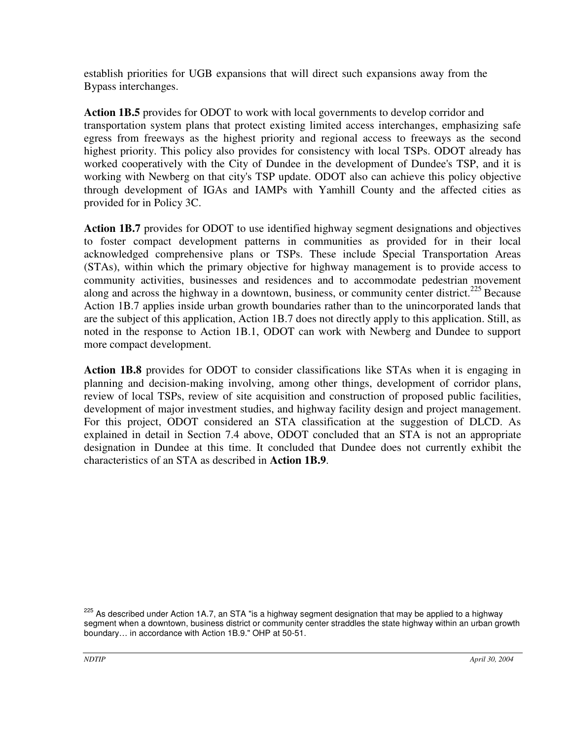establish priorities for UGB expansions that will direct such expansions away from the Bypass interchanges.

**Action 1B.5** provides for ODOT to work with local governments to develop corridor and transportation system plans that protect existing limited access interchanges, emphasizing safe egress from freeways as the highest priority and regional access to freeways as the second highest priority. This policy also provides for consistency with local TSPs. ODOT already has worked cooperatively with the City of Dundee in the development of Dundee's TSP, and it is working with Newberg on that city's TSP update. ODOT also can achieve this policy objective through development of IGAs and IAMPs with Yamhill County and the affected cities as provided for in Policy 3C.

**Action 1B.7** provides for ODOT to use identified highway segment designations and objectives to foster compact development patterns in communities as provided for in their local acknowledged comprehensive plans or TSPs. These include Special Transportation Areas (STAs), within which the primary objective for highway management is to provide access to community activities, businesses and residences and to accommodate pedestrian movement along and across the highway in a downtown, business, or community center district.[225] Because Action 1B.7 applies inside urban growth boundaries rather than to the unincorporated lands that are the subject of this application, Action 1B.7 does not directly apply to this application. Still, as noted in the response to Action 1B.1, ODOT can work with Newberg and Dundee to support more compact development.

**Action 1B.8** provides for ODOT to consider classifications like STAs when it is engaging in planning and decision-making involving, among other things, development of corridor plans, review of local TSPs, review of site acquisition and construction of proposed public facilities, development of major investment studies, and highway facility design and project management. For this project, ODOT considered an STA classification at the suggestion of DLCD. As explained in detail in Section 7.4 above, ODOT concluded that an STA is not an appropriate designation in Dundee at this time. It concluded that Dundee does not currently exhibit the characteristics of an STA as described in **Action 1B.9**.

[225] As described under Action 1A.7, an STA "is a highway segment designation that may be applied to a highway segment when a downtown, business district or community center straddles the state highway within an urban growth boundary… in accordance with Action 1B.9." OHP at 50-51.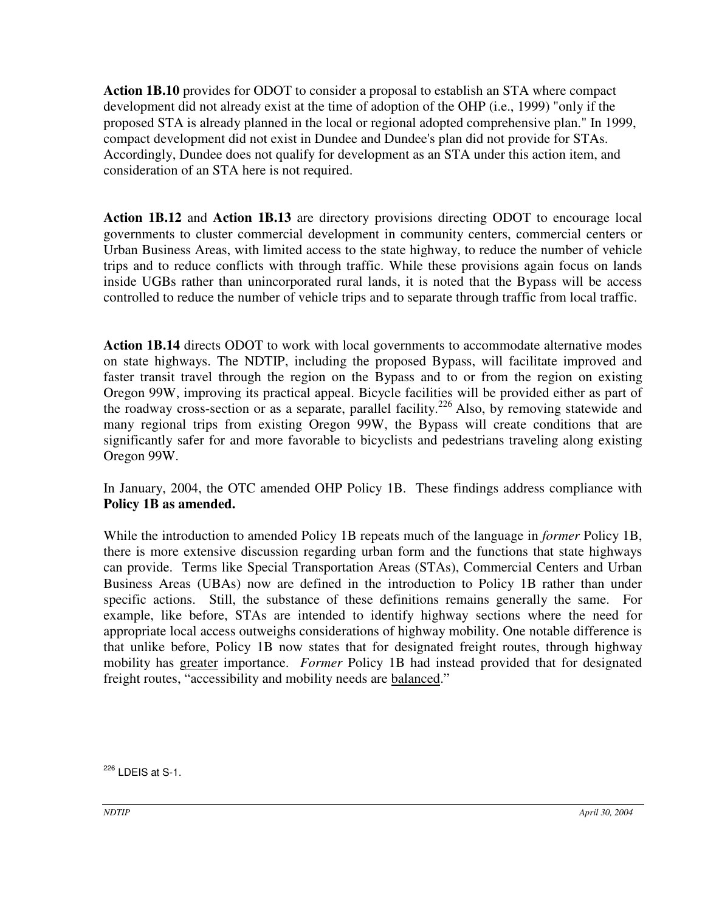**Action 1B.10** provides for ODOT to consider a proposal to establish an STA where compact development did not already exist at the time of adoption of the OHP (i.e., 1999) "only if the proposed STA is already planned in the local or regional adopted comprehensive plan." In 1999, compact development did not exist in Dundee and Dundee's plan did not provide for STAs. Accordingly, Dundee does not qualify for development as an STA under this action item, and consideration of an STA here is not required.

**Action 1B.12** and **Action 1B.13** are directory provisions directing ODOT to encourage local governments to cluster commercial development in community centers, commercial centers or Urban Business Areas, with limited access to the state highway, to reduce the number of vehicle trips and to reduce conflicts with through traffic. While these provisions again focus on lands inside UGBs rather than unincorporated rural lands, it is noted that the Bypass will be access controlled to reduce the number of vehicle trips and to separate through traffic from local traffic.

**Action 1B.14** directs ODOT to work with local governments to accommodate alternative modes on state highways. The NDTIP, including the proposed Bypass, will facilitate improved and faster transit travel through the region on the Bypass and to or from the region on existing Oregon 99W, improving its practical appeal. Bicycle facilities will be provided either as part of the roadway cross-section or as a separate, parallel facility.[226] Also, by removing statewide and many regional trips from existing Oregon 99W, the Bypass will create conditions that are significantly safer for and more favorable to bicyclists and pedestrians traveling along existing Oregon 99W.

In January, 2004, the OTC amended OHP Policy 1B. These findings address compliance with **Policy 1B as amended.**

While the introduction to amended Policy 1B repeats much of the language in *former* Policy 1B, there is more extensive discussion regarding urban form and the functions that state highways can provide. Terms like Special Transportation Areas (STAs), Commercial Centers and Urban Business Areas (UBAs) now are defined in the introduction to Policy 1B rather than under specific actions. Still, the substance of these definitions remains generally the same. For example, like before, STAs are intended to identify highway sections where the need for appropriate local access outweighs considerations of highway mobility. One notable difference is that unlike before, Policy 1B now states that for designated freight routes, through highway mobility has <u>greater</u> importance. *Former* Policy 1B had instead provided that for designated freight routes, "accessibility and mobility needs are <u>balanced</u>."

[226] LDEIS at S-1.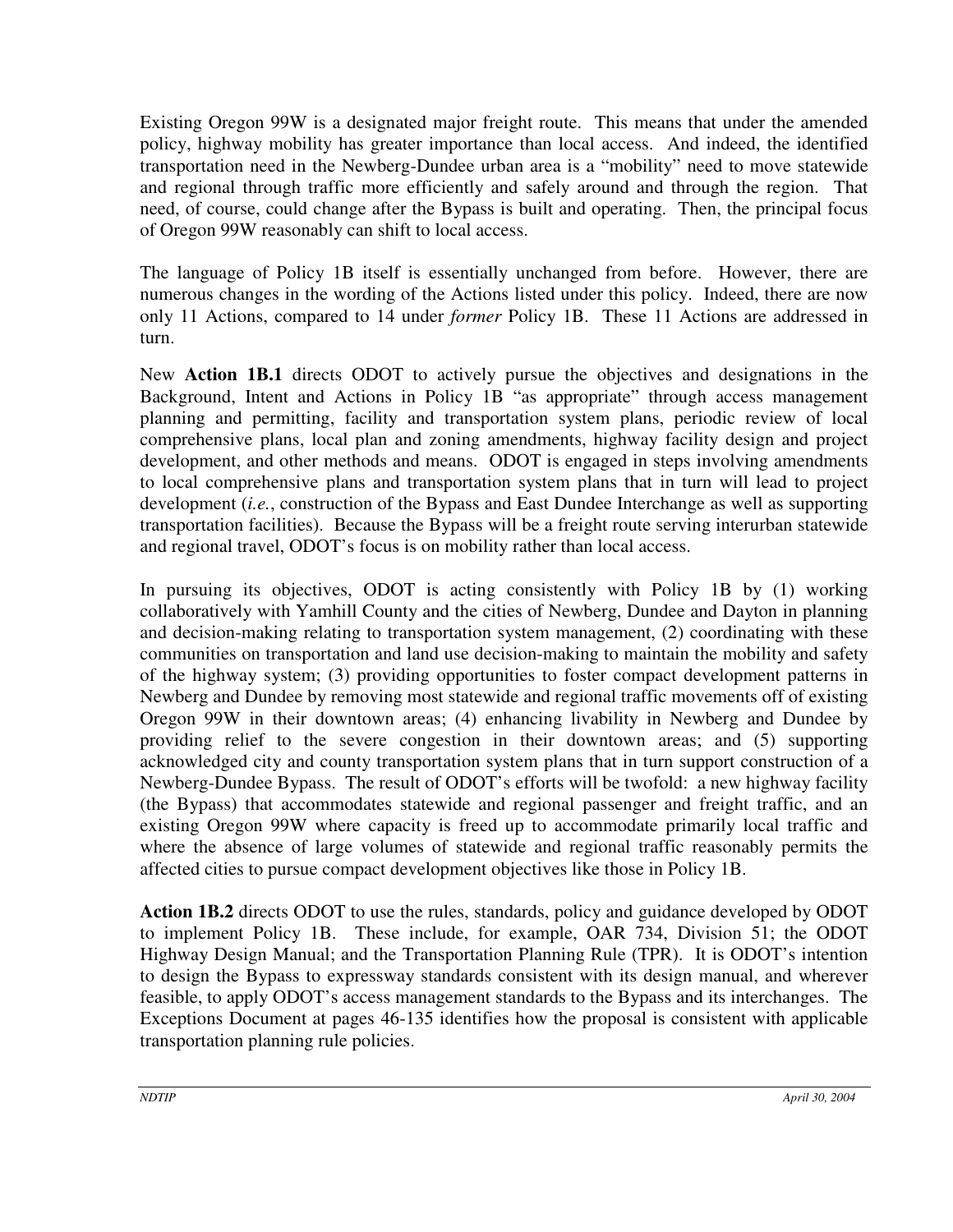Existing Oregon 99W is a designated major freight route. This means that under the amended policy, highway mobility has greater importance than local access. And indeed, the identified transportation need in the Newberg-Dundee urban area is a "mobility" need to move statewide and regional through traffic more efficiently and safely around and through the region. That need, of course, could change after the Bypass is built and operating. Then, the principal focus of Oregon 99W reasonably can shift to local access.

The language of Policy 1B itself is essentially unchanged from before. However, there are numerous changes in the wording of the Actions listed under this policy. Indeed, there are now only 11 Actions, compared to 14 under *former* Policy 1B. These 11 Actions are addressed in turn.

New **Action 1B.1** directs ODOT to actively pursue the objectives and designations in the Background, Intent and Actions in Policy 1B "as appropriate" through access management planning and permitting, facility and transportation system plans, periodic review of local comprehensive plans, local plan and zoning amendments, highway facility design and project development, and other methods and means. ODOT is engaged in steps involving amendments to local comprehensive plans and transportation system plans that in turn will lead to project development (*i.e.*, construction of the Bypass and East Dundee Interchange as well as supporting transportation facilities). Because the Bypass will be a freight route serving interurban statewide and regional travel, ODOT's focus is on mobility rather than local access.

In pursuing its objectives, ODOT is acting consistently with Policy 1B by (1) working collaboratively with Yamhill County and the cities of Newberg, Dundee and Dayton in planning and decision-making relating to transportation system management, (2) coordinating with these communities on transportation and land use decision-making to maintain the mobility and safety of the highway system; (3) providing opportunities to foster compact development patterns in Newberg and Dundee by removing most statewide and regional traffic movements off of existing Oregon 99W in their downtown areas; (4) enhancing livability in Newberg and Dundee by providing relief to the severe congestion in their downtown areas; and (5) supporting acknowledged city and county transportation system plans that in turn support construction of a Newberg-Dundee Bypass. The result of ODOT's efforts will be twofold: a new highway facility (the Bypass) that accommodates statewide and regional passenger and freight traffic, and an existing Oregon 99W where capacity is freed up to accommodate primarily local traffic and where the absence of large volumes of statewide and regional traffic reasonably permits the affected cities to pursue compact development objectives like those in Policy 1B.

**Action 1B.2** directs ODOT to use the rules, standards, policy and guidance developed by ODOT to implement Policy 1B. These include, for example, OAR 734, Division 51; the ODOT Highway Design Manual; and the Transportation Planning Rule (TPR). It is ODOT's intention to design the Bypass to expressway standards consistent with its design manual, and wherever feasible, to apply ODOT's access management standards to the Bypass and its interchanges. The Exceptions Document at pages 46-135 identifies how the proposal is consistent with applicable transportation planning rule policies.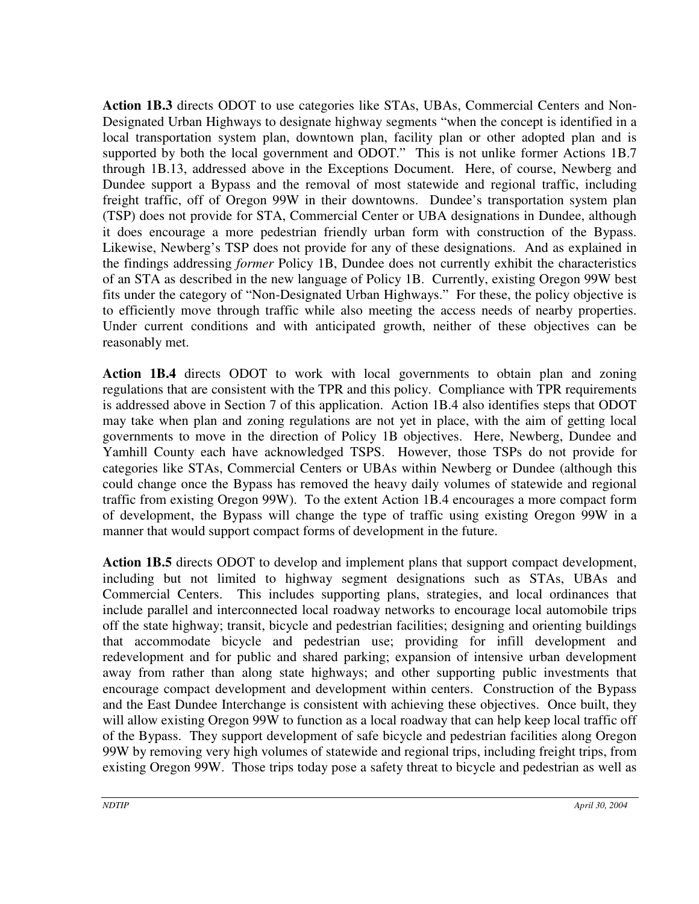**Action 1B.3** directs ODOT to use categories like STAs, UBAs, Commercial Centers and Non-Designated Urban Highways to designate highway segments "when the concept is identified in a local transportation system plan, downtown plan, facility plan or other adopted plan and is supported by both the local government and ODOT." This is not unlike former Actions 1B.7 through 1B.13, addressed above in the Exceptions Document. Here, of course, Newberg and Dundee support a Bypass and the removal of most statewide and regional traffic, including freight traffic, off of Oregon 99W in their downtowns. Dundee's transportation system plan (TSP) does not provide for STA, Commercial Center or UBA designations in Dundee, although it does encourage a more pedestrian friendly urban form with construction of the Bypass. Likewise, Newberg's TSP does not provide for any of these designations. And as explained in the findings addressing *former* Policy 1B, Dundee does not currently exhibit the characteristics of an STA as described in the new language of Policy 1B. Currently, existing Oregon 99W best fits under the category of "Non-Designated Urban Highways." For these, the policy objective is to efficiently move through traffic while also meeting the access needs of nearby properties. Under current conditions and with anticipated growth, neither of these objectives can be reasonably met.

**Action 1B.4** directs ODOT to work with local governments to obtain plan and zoning regulations that are consistent with the TPR and this policy. Compliance with TPR requirements is addressed above in Section 7 of this application. Action 1B.4 also identifies steps that ODOT may take when plan and zoning regulations are not yet in place, with the aim of getting local governments to move in the direction of Policy 1B objectives. Here, Newberg, Dundee and Yamhill County each have acknowledged TSPS. However, those TSPs do not provide for categories like STAs, Commercial Centers or UBAs within Newberg or Dundee (although this could change once the Bypass has removed the heavy daily volumes of statewide and regional traffic from existing Oregon 99W). To the extent Action 1B.4 encourages a more compact form of development, the Bypass will change the type of traffic using existing Oregon 99W in a manner that would support compact forms of development in the future.

**Action 1B.5** directs ODOT to develop and implement plans that support compact development, including but not limited to highway segment designations such as STAs, UBAs and Commercial Centers. This includes supporting plans, strategies, and local ordinances that include parallel and interconnected local roadway networks to encourage local automobile trips off the state highway; transit, bicycle and pedestrian facilities; designing and orienting buildings that accommodate bicycle and pedestrian use; providing for infill development and redevelopment and for public and shared parking; expansion of intensive urban development away from rather than along state highways; and other supporting public investments that encourage compact development and development within centers. Construction of the Bypass and the East Dundee Interchange is consistent with achieving these objectives. Once built, they will allow existing Oregon 99W to function as a local roadway that can help keep local traffic off of the Bypass. They support development of safe bicycle and pedestrian facilities along Oregon 99W by removing very high volumes of statewide and regional trips, including freight trips, from existing Oregon 99W. Those trips today pose a safety threat to bicycle and pedestrian as well as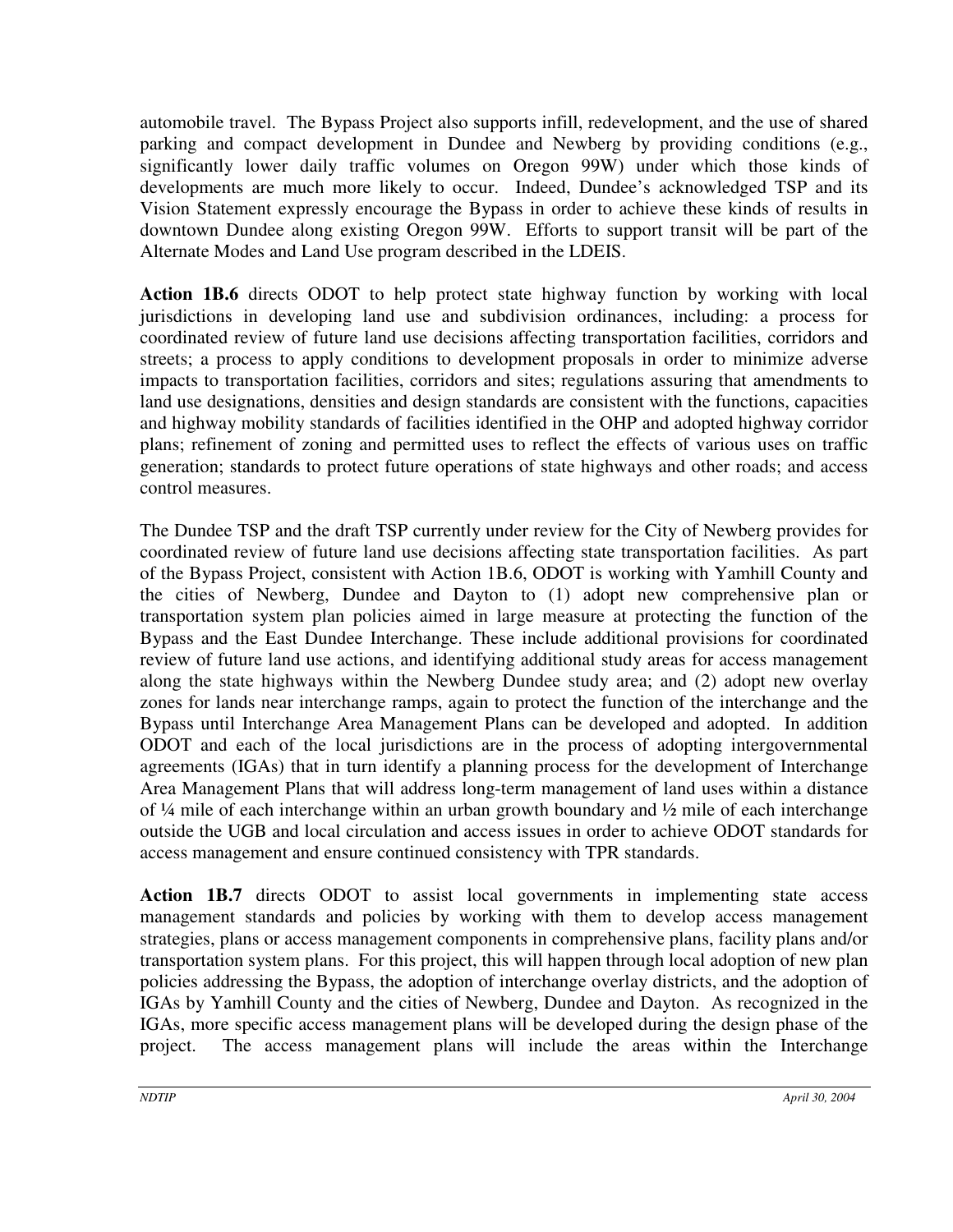automobile travel. The Bypass Project also supports infill, redevelopment, and the use of shared parking and compact development in Dundee and Newberg by providing conditions (e.g., significantly lower daily traffic volumes on Oregon 99W) under which those kinds of developments are much more likely to occur. Indeed, Dundee's acknowledged TSP and its Vision Statement expressly encourage the Bypass in order to achieve these kinds of results in downtown Dundee along existing Oregon 99W. Efforts to support transit will be part of the Alternate Modes and Land Use program described in the LDEIS.

**Action 1B.6** directs ODOT to help protect state highway function by working with local jurisdictions in developing land use and subdivision ordinances, including: a process for coordinated review of future land use decisions affecting transportation facilities, corridors and streets; a process to apply conditions to development proposals in order to minimize adverse impacts to transportation facilities, corridors and sites; regulations assuring that amendments to land use designations, densities and design standards are consistent with the functions, capacities and highway mobility standards of facilities identified in the OHP and adopted highway corridor plans; refinement of zoning and permitted uses to reflect the effects of various uses on traffic generation; standards to protect future operations of state highways and other roads; and access control measures.

The Dundee TSP and the draft TSP currently under review for the City of Newberg provides for coordinated review of future land use decisions affecting state transportation facilities. As part of the Bypass Project, consistent with Action 1B.6, ODOT is working with Yamhill County and the cities of Newberg, Dundee and Dayton to (1) adopt new comprehensive plan or transportation system plan policies aimed in large measure at protecting the function of the Bypass and the East Dundee Interchange. These include additional provisions for coordinated review of future land use actions, and identifying additional study areas for access management along the state highways within the Newberg Dundee study area; and (2) adopt new overlay zones for lands near interchange ramps, again to protect the function of the interchange and the Bypass until Interchange Area Management Plans can be developed and adopted. In addition ODOT and each of the local jurisdictions are in the process of adopting intergovernmental agreements (IGAs) that in turn identify a planning process for the development of Interchange Area Management Plans that will address long-term management of land uses within a distance of ¼ mile of each interchange within an urban growth boundary and ½ mile of each interchange outside the UGB and local circulation and access issues in order to achieve ODOT standards for access management and ensure continued consistency with TPR standards.

**Action 1B.7** directs ODOT to assist local governments in implementing state access management standards and policies by working with them to develop access management strategies, plans or access management components in comprehensive plans, facility plans and/or transportation system plans. For this project, this will happen through local adoption of new plan policies addressing the Bypass, the adoption of interchange overlay districts, and the adoption of IGAs by Yamhill County and the cities of Newberg, Dundee and Dayton. As recognized in the IGAs, more specific access management plans will be developed during the design phase of the project. The access management plans will include the areas within the Interchange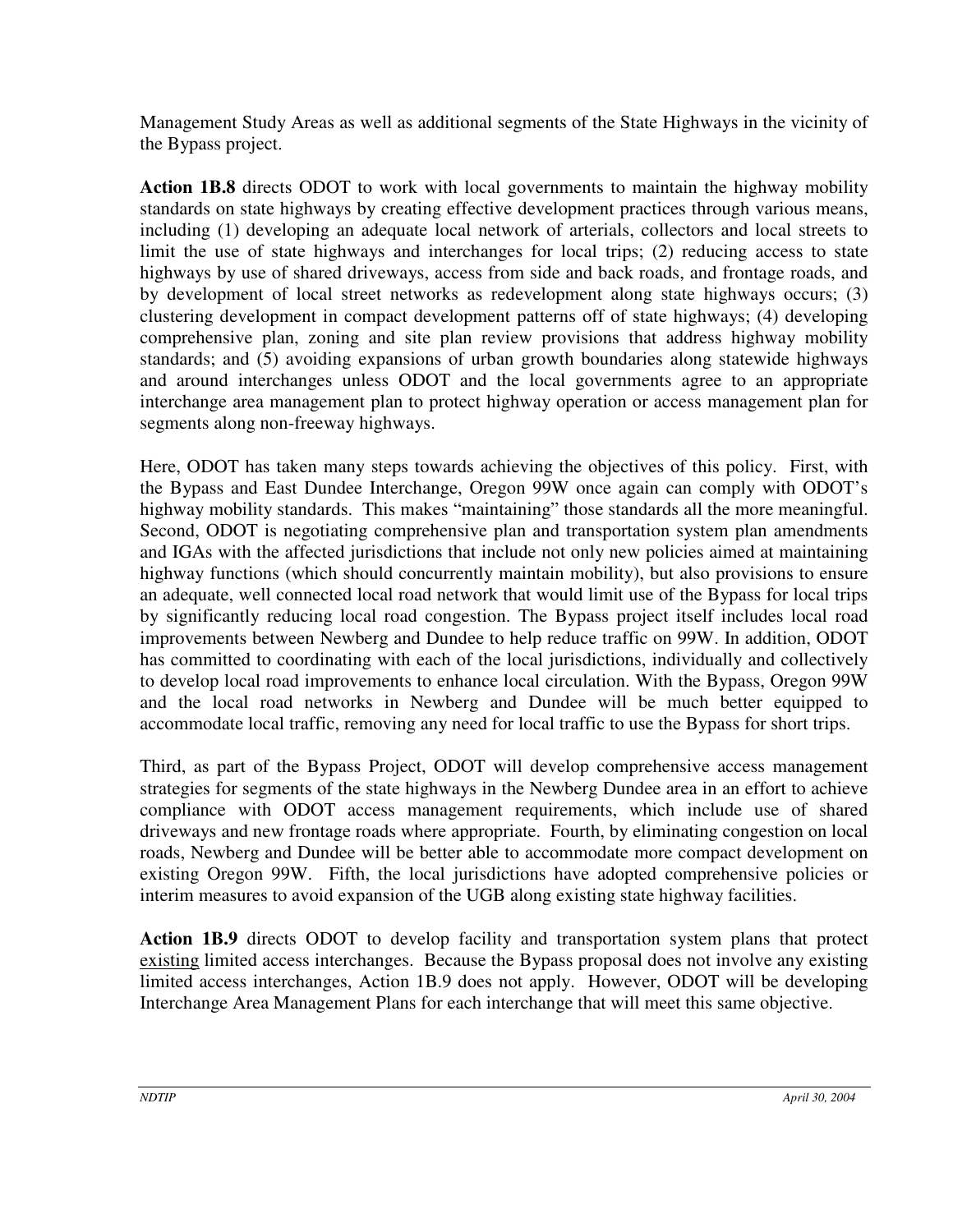Management Study Areas as well as additional segments of the State Highways in the vicinity of the Bypass project.

**Action 1B.8** directs ODOT to work with local governments to maintain the highway mobility standards on state highways by creating effective development practices through various means, including (1) developing an adequate local network of arterials, collectors and local streets to limit the use of state highways and interchanges for local trips; (2) reducing access to state highways by use of shared driveways, access from side and back roads, and frontage roads, and by development of local street networks as redevelopment along state highways occurs; (3) clustering development in compact development patterns off of state highways; (4) developing comprehensive plan, zoning and site plan review provisions that address highway mobility standards; and (5) avoiding expansions of urban growth boundaries along statewide highways and around interchanges unless ODOT and the local governments agree to an appropriate interchange area management plan to protect highway operation or access management plan for segments along non-freeway highways.

Here, ODOT has taken many steps towards achieving the objectives of this policy. First, with the Bypass and East Dundee Interchange, Oregon 99W once again can comply with ODOT's highway mobility standards. This makes "maintaining" those standards all the more meaningful. Second, ODOT is negotiating comprehensive plan and transportation system plan amendments and IGAs with the affected jurisdictions that include not only new policies aimed at maintaining highway functions (which should concurrently maintain mobility), but also provisions to ensure an adequate, well connected local road network that would limit use of the Bypass for local trips by significantly reducing local road congestion. The Bypass project itself includes local road improvements between Newberg and Dundee to help reduce traffic on 99W. In addition, ODOT has committed to coordinating with each of the local jurisdictions, individually and collectively to develop local road improvements to enhance local circulation. With the Bypass, Oregon 99W and the local road networks in Newberg and Dundee will be much better equipped to accommodate local traffic, removing any need for local traffic to use the Bypass for short trips.

Third, as part of the Bypass Project, ODOT will develop comprehensive access management strategies for segments of the state highways in the Newberg Dundee area in an effort to achieve compliance with ODOT access management requirements, which include use of shared driveways and new frontage roads where appropriate. Fourth, by eliminating congestion on local roads, Newberg and Dundee will be better able to accommodate more compact development on existing Oregon 99W. Fifth, the local jurisdictions have adopted comprehensive policies or interim measures to avoid expansion of the UGB along existing state highway facilities.

**Action 1B.9** directs ODOT to develop facility and transportation system plans that protect existing limited access interchanges. Because the Bypass proposal does not involve any existing limited access interchanges, Action 1B.9 does not apply. However, ODOT will be developing Interchange Area Management Plans for each interchange that will meet this same objective.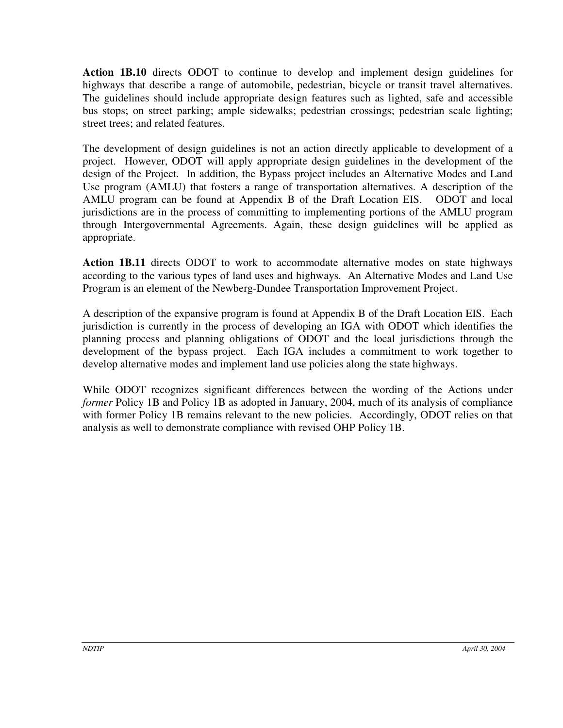**Action 1B.10** directs ODOT to continue to develop and implement design guidelines for highways that describe a range of automobile, pedestrian, bicycle or transit travel alternatives. The guidelines should include appropriate design features such as lighted, safe and accessible bus stops; on street parking; ample sidewalks; pedestrian crossings; pedestrian scale lighting; street trees; and related features.

The development of design guidelines is not an action directly applicable to development of a project. However, ODOT will apply appropriate design guidelines in the development of the design of the Project. In addition, the Bypass project includes an Alternative Modes and Land Use program (AMLU) that fosters a range of transportation alternatives. A description of the AMLU program can be found at Appendix B of the Draft Location EIS. ODOT and local jurisdictions are in the process of committing to implementing portions of the AMLU program through Intergovernmental Agreements. Again, these design guidelines will be applied as appropriate.

**Action 1B.11** directs ODOT to work to accommodate alternative modes on state highways according to the various types of land uses and highways. An Alternative Modes and Land Use Program is an element of the Newberg-Dundee Transportation Improvement Project.

A description of the expansive program is found at Appendix B of the Draft Location EIS. Each jurisdiction is currently in the process of developing an IGA with ODOT which identifies the planning process and planning obligations of ODOT and the local jurisdictions through the development of the bypass project. Each IGA includes a commitment to work together to develop alternative modes and implement land use policies along the state highways.

While ODOT recognizes significant differences between the wording of the Actions under *former* Policy 1B and Policy 1B as adopted in January, 2004, much of its analysis of compliance with former Policy 1B remains relevant to the new policies. Accordingly, ODOT relies on that analysis as well to demonstrate compliance with revised OHP Policy 1B.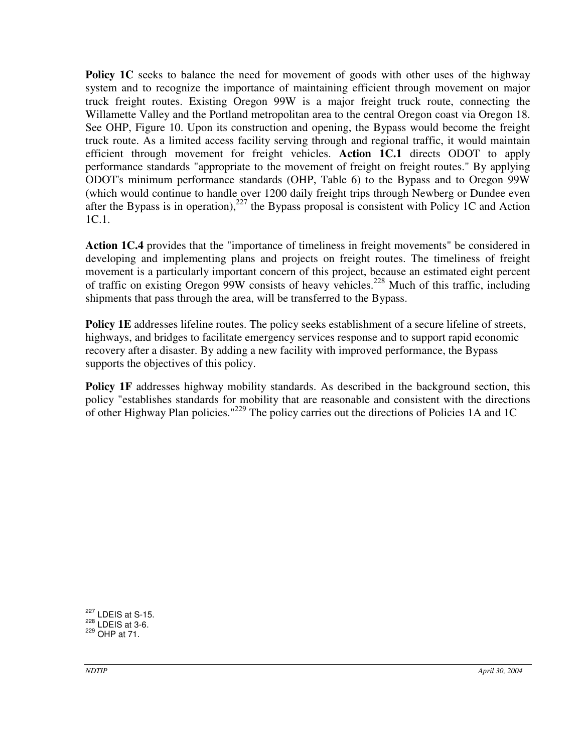**Policy 1C** seeks to balance the need for movement of goods with other uses of the highway system and to recognize the importance of maintaining efficient through movement on major truck freight routes. Existing Oregon 99W is a major freight truck route, connecting the Willamette Valley and the Portland metropolitan area to the central Oregon coast via Oregon 18. See OHP, Figure 10. Upon its construction and opening, the Bypass would become the freight truck route. As a limited access facility serving through and regional traffic, it would maintain efficient through movement for freight vehicles. **Action 1C.1** directs ODOT to apply performance standards "appropriate to the movement of freight on freight routes." By applying ODOT's minimum performance standards (OHP, Table 6) to the Bypass and to Oregon 99W (which would continue to handle over 1200 daily freight trips through Newberg or Dundee even after the Bypass is in operation),[227] the Bypass proposal is consistent with Policy 1C and Action 1C.1.

**Action 1C.4** provides that the "importance of timeliness in freight movements" be considered in developing and implementing plans and projects on freight routes. The timeliness of freight movement is a particularly important concern of this project, because an estimated eight percent of traffic on existing Oregon 99W consists of heavy vehicles.[228] Much of this traffic, including shipments that pass through the area, will be transferred to the Bypass.

**Policy 1E** addresses lifeline routes. The policy seeks establishment of a secure lifeline of streets, highways, and bridges to facilitate emergency services response and to support rapid economic recovery after a disaster. By adding a new facility with improved performance, the Bypass supports the objectives of this policy.

**Policy 1F** addresses highway mobility standards. As described in the background section, this policy "establishes standards for mobility that are reasonable and consistent with the directions of other Highway Plan policies."[229] The policy carries out the directions of Policies 1A and 1C

[227] LDEIS at S-15.
[228] LDEIS at 3-6.
[229] OHP at 71.